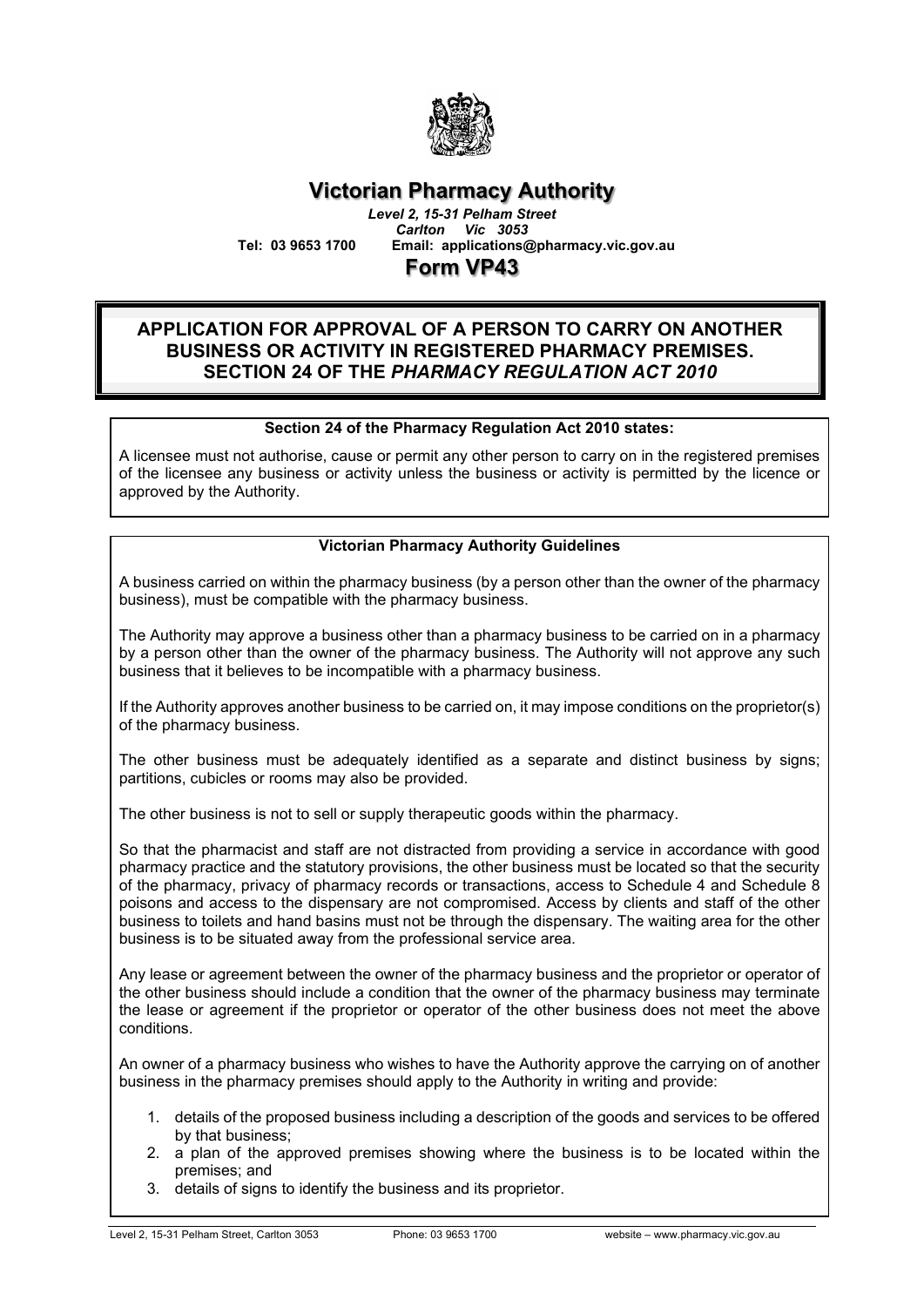# Victorian Pharmacy Authority

*Level 2, 15-31 Pelham Street*
*Carlton Vic 3053*
**Tel: 03 9653 1700 Email: applications@pharmacy.vic.gov.au**

## Form VP43

## APPLICATION FOR APPROVAL OF A PERSON TO CARRY ON ANOTHER BUSINESS OR ACTIVITY IN REGISTERED PHARMACY PREMISES. SECTION 24 OF THE *PHARMACY REGULATION ACT 2010*

### Section 24 of the Pharmacy Regulation Act 2010 states:

A licensee must not authorise, cause or permit any other person to carry on in the registered premises of the licensee any business or activity unless the business or activity is permitted by the licence or approved by the Authority.

### Victorian Pharmacy Authority Guidelines

A business carried on within the pharmacy business (by a person other than the owner of the pharmacy business), must be compatible with the pharmacy business.

The Authority may approve a business other than a pharmacy business to be carried on in a pharmacy by a person other than the owner of the pharmacy business. The Authority will not approve any such business that it believes to be incompatible with a pharmacy business.

If the Authority approves another business to be carried on, it may impose conditions on the proprietor(s) of the pharmacy business.

The other business must be adequately identified as a separate and distinct business by signs; partitions, cubicles or rooms may also be provided.

The other business is not to sell or supply therapeutic goods within the pharmacy.

So that the pharmacist and staff are not distracted from providing a service in accordance with good pharmacy practice and the statutory provisions, the other business must be located so that the security of the pharmacy, privacy of pharmacy records or transactions, access to Schedule 4 and Schedule 8 poisons and access to the dispensary are not compromised. Access by clients and staff of the other business to toilets and hand basins must not be through the dispensary. The waiting area for the other business is to be situated away from the professional service area.

Any lease or agreement between the owner of the pharmacy business and the proprietor or operator of the other business should include a condition that the owner of the pharmacy business may terminate the lease or agreement if the proprietor or operator of the other business does not meet the above conditions.

An owner of a pharmacy business who wishes to have the Authority approve the carrying on of another business in the pharmacy premises should apply to the Authority in writing and provide:

1. details of the proposed business including a description of the goods and services to be offered by that business;
2. a plan of the approved premises showing where the business is to be located within the premises; and
3. details of signs to identify the business and its proprietor.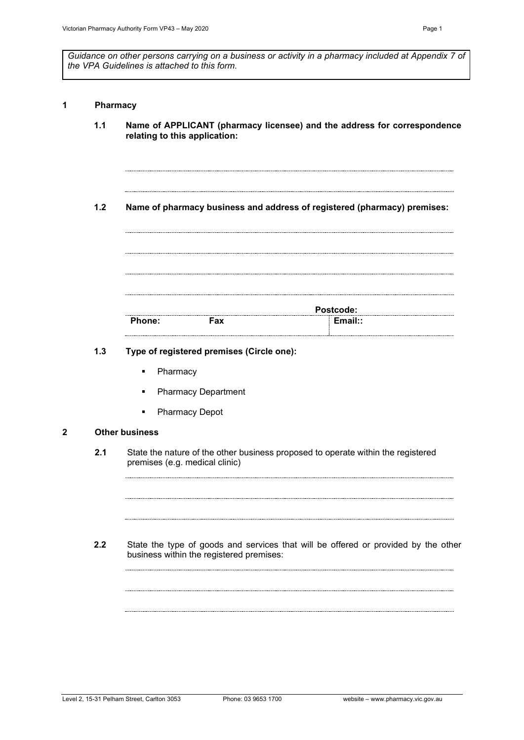*Guidance on other persons carrying on a business or activity in a pharmacy included at Appendix 7 of the VPA Guidelines is attached to this form.*

## 1 Pharmacy

**1.1 Name of APPLICANT (pharmacy licensee) and the address for correspondence relating to this application:**

..........................................................................................................

..........................................................................................................

**1.2 Name of pharmacy business and address of registered (pharmacy) premises:**

..........................................................................................................

..........................................................................................................

..........................................................................................................

..........................................................................................................

**Postcode:**

| **Phone:** | **Fax** | **Email::** |
|---|---|---|

**1.3 Type of registered premises (Circle one):**

- Pharmacy
- Pharmacy Department
- Pharmacy Depot

## 2 Other business

**2.1** State the nature of the other business proposed to operate within the registered premises (e.g. medical clinic)

..........................................................................................................

..........................................................................................................

..........................................................................................................

**2.2** State the type of goods and services that will be offered or provided by the other business within the registered premises:

..........................................................................................................

..........................................................................................................

..........................................................................................................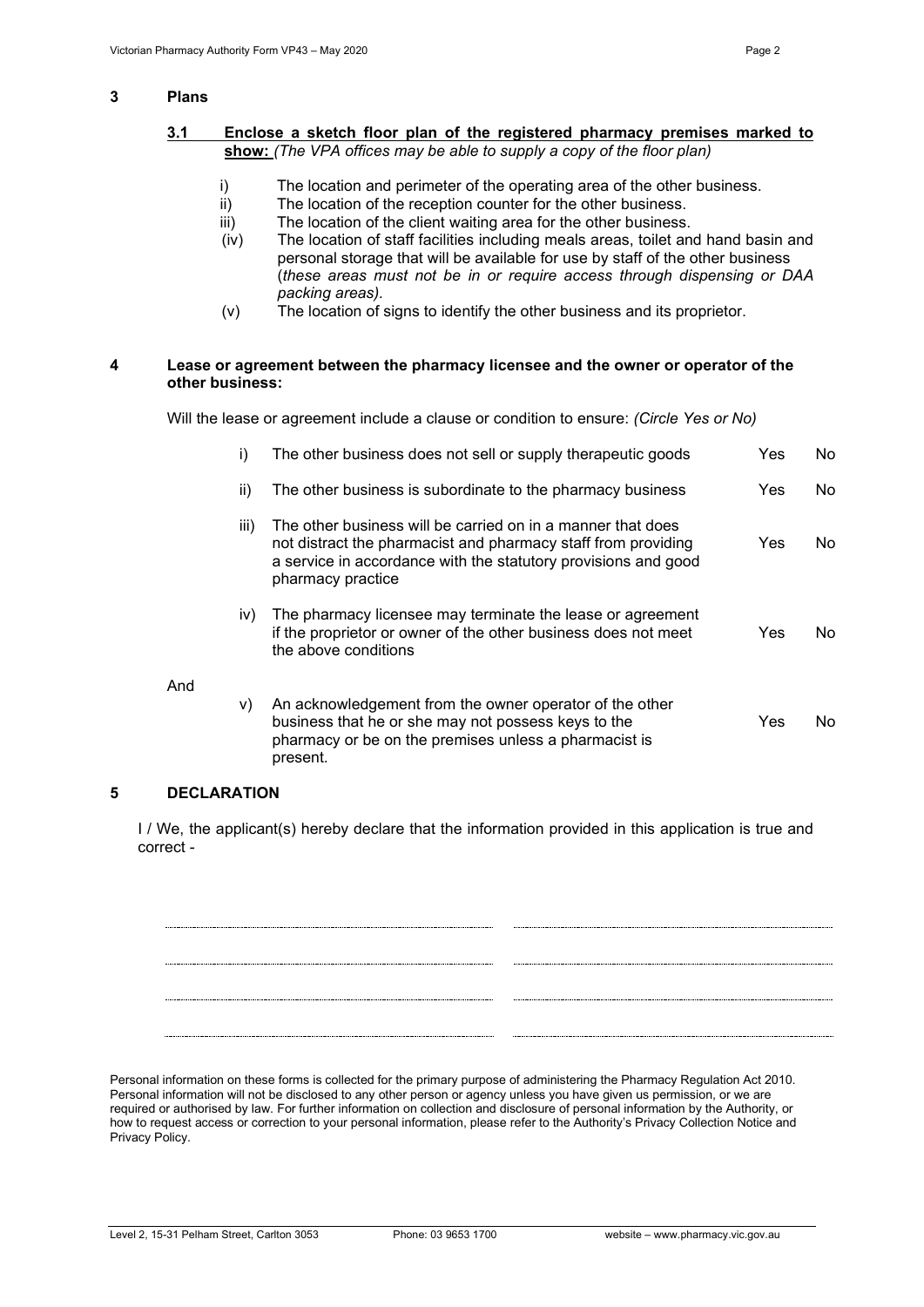## 3 Plans

### 3.1 **Enclose a sketch floor plan of the registered pharmacy premises marked to show:** *(The VPA offices may be able to supply a copy of the floor plan)*

i) The location and perimeter of the operating area of the other business.

ii) The location of the reception counter for the other business.

iii) The location of the client waiting area for the other business.

(iv) The location of staff facilities including meals areas, toilet and hand basin and personal storage that will be available for use by staff of the other business (*these areas must not be in or require access through dispensing or DAA packing areas).*

(v) The location of signs to identify the other business and its proprietor.

## 4 Lease or agreement between the pharmacy licensee and the owner or operator of the other business:

Will the lease or agreement include a clause or condition to ensure: *(Circle Yes or No)*

| | | | |
|---|---|---|---|
| i) | The other business does not sell or supply therapeutic goods | Yes | No |
| ii) | The other business is subordinate to the pharmacy business | Yes | No |
| iii) | The other business will be carried on in a manner that does not distract the pharmacist and pharmacy staff from providing a service in accordance with the statutory provisions and good pharmacy practice | Yes | No |
| iv) | The pharmacy licensee may terminate the lease or agreement if the proprietor or owner of the other business does not meet the above conditions | Yes | No |

And

| | | | |
|---|---|---|---|
| v) | An acknowledgement from the owner operator of the other business that he or she may not possess keys to the pharmacy or be on the premises unless a pharmacist is present. | Yes | No |

## 5 DECLARATION

I / We, the applicant(s) hereby declare that the information provided in this application is true and correct -

.................................................. ..................................................

.................................................. ..................................................

.................................................. ..................................................

.................................................. ..................................................

Personal information on these forms is collected for the primary purpose of administering the Pharmacy Regulation Act 2010. Personal information will not be disclosed to any other person or agency unless you have given us permission, or we are required or authorised by law. For further information on collection and disclosure of personal information by the Authority, or how to request access or correction to your personal information, please refer to the Authority's Privacy Collection Notice and Privacy Policy.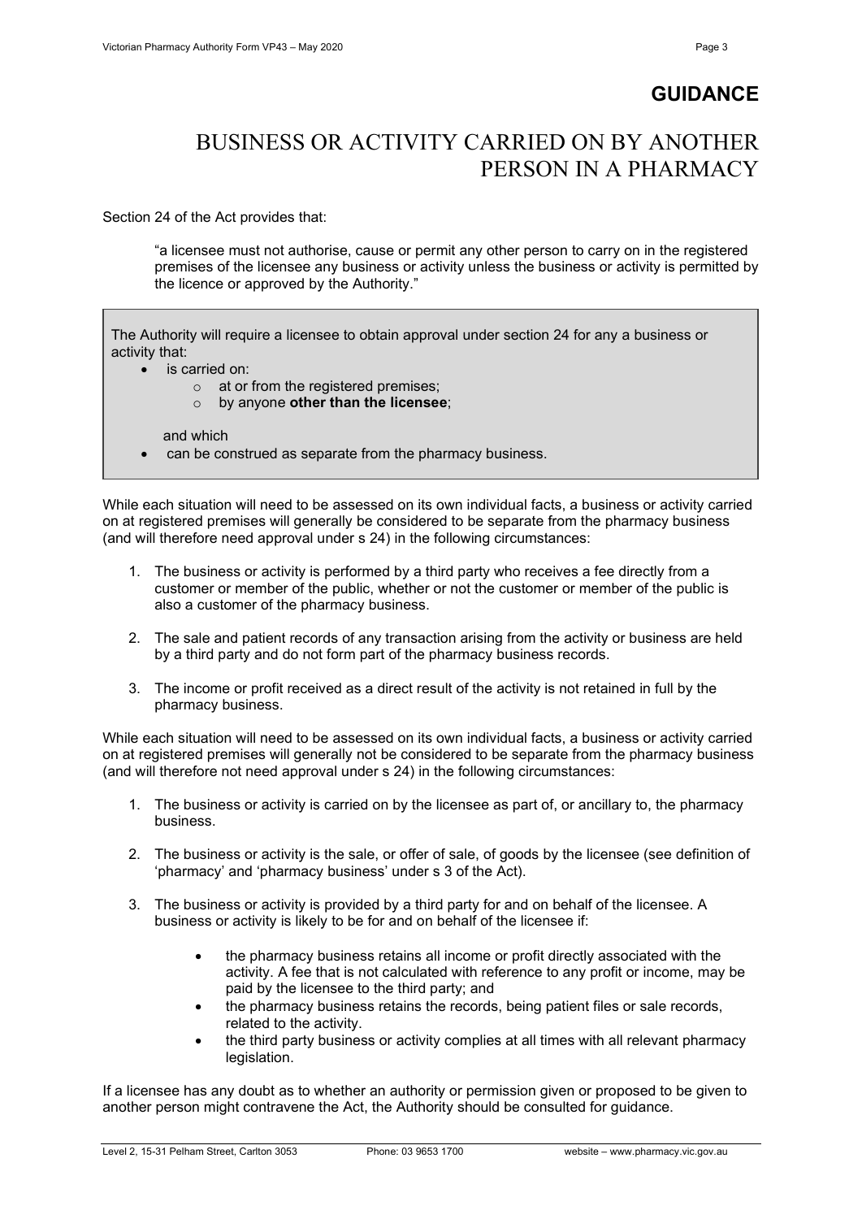# GUIDANCE

## BUSINESS OR ACTIVITY CARRIED ON BY ANOTHER PERSON IN A PHARMACY

Section 24 of the Act provides that:

> "a licensee must not authorise, cause or permit any other person to carry on in the registered premises of the licensee any business or activity unless the business or activity is permitted by the licence or approved by the Authority."

The Authority will require a licensee to obtain approval under section 24 for any a business or activity that:

- is carried on:
  - at or from the registered premises;
  - by anyone **other than the licensee**;

and which

- can be construed as separate from the pharmacy business.

While each situation will need to be assessed on its own individual facts, a business or activity carried on at registered premises will generally be considered to be separate from the pharmacy business (and will therefore need approval under s 24) in the following circumstances:

1. The business or activity is performed by a third party who receives a fee directly from a customer or member of the public, whether or not the customer or member of the public is also a customer of the pharmacy business.
2. The sale and patient records of any transaction arising from the activity or business are held by a third party and do not form part of the pharmacy business records.
3. The income or profit received as a direct result of the activity is not retained in full by the pharmacy business.

While each situation will need to be assessed on its own individual facts, a business or activity carried on at registered premises will generally not be considered to be separate from the pharmacy business (and will therefore not need approval under s 24) in the following circumstances:

1. The business or activity is carried on by the licensee as part of, or ancillary to, the pharmacy business.
2. The business or activity is the sale, or offer of sale, of goods by the licensee (see definition of 'pharmacy' and 'pharmacy business' under s 3 of the Act).
3. The business or activity is provided by a third party for and on behalf of the licensee. A business or activity is likely to be for and on behalf of the licensee if:
   - the pharmacy business retains all income or profit directly associated with the activity. A fee that is not calculated with reference to any profit or income, may be paid by the licensee to the third party; and
   - the pharmacy business retains the records, being patient files or sale records, related to the activity.
   - the third party business or activity complies at all times with all relevant pharmacy legislation.

If a licensee has any doubt as to whether an authority or permission given or proposed to be given to another person might contravene the Act, the Authority should be consulted for guidance.